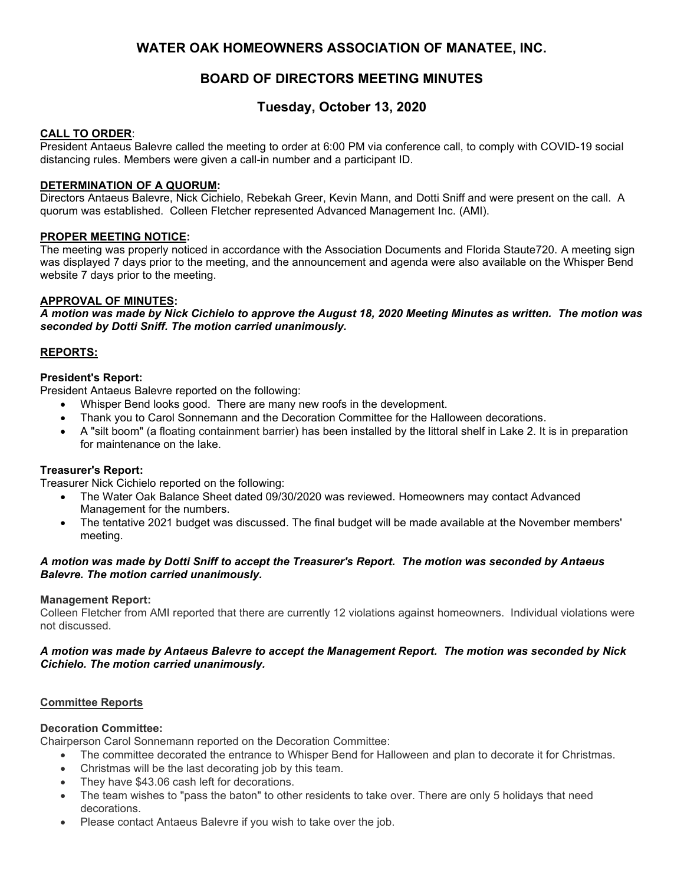# WATER OAK HOMEOWNERS ASSOCIATION OF MANATEE, INC.

## BOARD OF DIRECTORS MEETING MINUTES

## Tuesday, October 13, 2020

**CALL TO ORDER**:
President Antaeus Balevre called the meeting to order at 6:00 PM via conference call, to comply with COVID-19 social distancing rules. Members were given a call-in number and a participant ID.

**DETERMINATION OF A QUORUM:**
Directors Antaeus Balevre, Nick Cichielo, Rebekah Greer, Kevin Mann, and Dotti Sniff and were present on the call. A quorum was established. Colleen Fletcher represented Advanced Management Inc. (AMI).

**PROPER MEETING NOTICE:**
The meeting was properly noticed in accordance with the Association Documents and Florida Staute720. A meeting sign was displayed 7 days prior to the meeting, and the announcement and agenda were also available on the Whisper Bend website 7 days prior to the meeting.

**APPROVAL OF MINUTES:**
***A motion was made by Nick Cichielo to approve the August 18, 2020 Meeting Minutes as written. The motion was seconded by Dotti Sniff. The motion carried unanimously.***

**REPORTS:**

**President's Report:**
President Antaeus Balevre reported on the following:

- Whisper Bend looks good. There are many new roofs in the development.
- Thank you to Carol Sonnemann and the Decoration Committee for the Halloween decorations.
- A "silt boom" (a floating containment barrier) has been installed by the littoral shelf in Lake 2. It is in preparation for maintenance on the lake.

**Treasurer's Report:**
Treasurer Nick Cichielo reported on the following:

- The Water Oak Balance Sheet dated 09/30/2020 was reviewed. Homeowners may contact Advanced Management for the numbers.
- The tentative 2021 budget was discussed. The final budget will be made available at the November members' meeting.

***A motion was made by Dotti Sniff to accept the Treasurer's Report. The motion was seconded by Antaeus Balevre. The motion carried unanimously.***

**Management Report:**
Colleen Fletcher from AMI reported that there are currently 12 violations against homeowners. Individual violations were not discussed.

***A motion was made by Antaeus Balevre to accept the Management Report. The motion was seconded by Nick Cichielo. The motion carried unanimously.***

**Committee Reports**

**Decoration Committee:**
Chairperson Carol Sonnemann reported on the Decoration Committee:

- The committee decorated the entrance to Whisper Bend for Halloween and plan to decorate it for Christmas.
- Christmas will be the last decorating job by this team.
- They have $43.06 cash left for decorations.
- The team wishes to "pass the baton" to other residents to take over. There are only 5 holidays that need decorations.
- Please contact Antaeus Balevre if you wish to take over the job.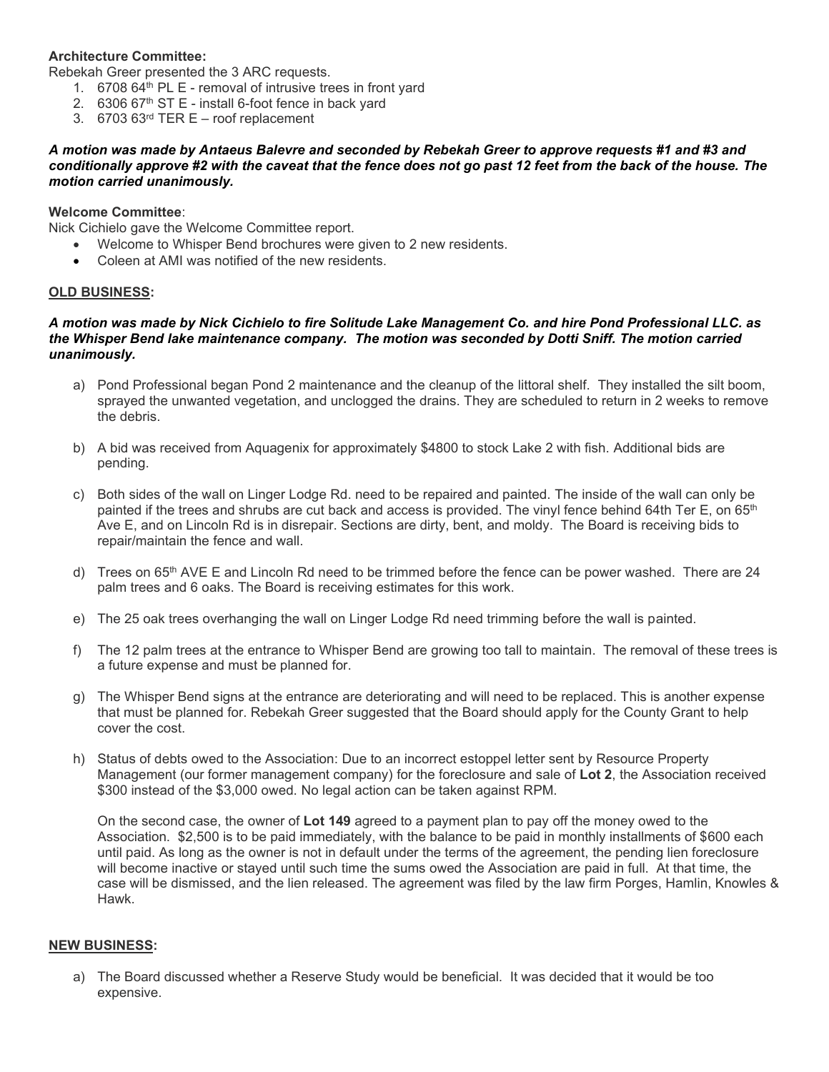**Architecture Committee:**

Rebekah Greer presented the 3 ARC requests.

1. 6708 64th PL E - removal of intrusive trees in front yard
2. 6306 67th ST E - install 6-foot fence in back yard
3. 6703 63rd TER E – roof replacement

***A motion was made by Antaeus Balevre and seconded by Rebekah Greer to approve requests #1 and #3 and conditionally approve #2 with the caveat that the fence does not go past 12 feet from the back of the house. The motion carried unanimously.***

**Welcome Committee**:

Nick Cichielo gave the Welcome Committee report.

- Welcome to Whisper Bend brochures were given to 2 new residents.
- Coleen at AMI was notified of the new residents.

**OLD BUSINESS:**

***A motion was made by Nick Cichielo to fire Solitude Lake Management Co. and hire Pond Professional LLC. as the Whisper Bend lake maintenance company. The motion was seconded by Dotti Sniff. The motion carried unanimously.***

a) Pond Professional began Pond 2 maintenance and the cleanup of the littoral shelf. They installed the silt boom, sprayed the unwanted vegetation, and unclogged the drains. They are scheduled to return in 2 weeks to remove the debris.

b) A bid was received from Aquagenix for approximately $4800 to stock Lake 2 with fish. Additional bids are pending.

c) Both sides of the wall on Linger Lodge Rd. need to be repaired and painted. The inside of the wall can only be painted if the trees and shrubs are cut back and access is provided. The vinyl fence behind 64th Ter E, on 65th Ave E, and on Lincoln Rd is in disrepair. Sections are dirty, bent, and moldy. The Board is receiving bids to repair/maintain the fence and wall.

d) Trees on 65th AVE E and Lincoln Rd need to be trimmed before the fence can be power washed. There are 24 palm trees and 6 oaks. The Board is receiving estimates for this work.

e) The 25 oak trees overhanging the wall on Linger Lodge Rd need trimming before the wall is painted.

f) The 12 palm trees at the entrance to Whisper Bend are growing too tall to maintain. The removal of these trees is a future expense and must be planned for.

g) The Whisper Bend signs at the entrance are deteriorating and will need to be replaced. This is another expense that must be planned for. Rebekah Greer suggested that the Board should apply for the County Grant to help cover the cost.

h) Status of debts owed to the Association: Due to an incorrect estoppel letter sent by Resource Property Management (our former management company) for the foreclosure and sale of **Lot 2**, the Association received $300 instead of the $3,000 owed. No legal action can be taken against RPM.

   On the second case, the owner of **Lot 149** agreed to a payment plan to pay off the money owed to the Association. $2,500 is to be paid immediately, with the balance to be paid in monthly installments of $600 each until paid. As long as the owner is not in default under the terms of the agreement, the pending lien foreclosure will become inactive or stayed until such time the sums owed the Association are paid in full. At that time, the case will be dismissed, and the lien released. The agreement was filed by the law firm Porges, Hamlin, Knowles & Hawk.

**NEW BUSINESS:**

a) The Board discussed whether a Reserve Study would be beneficial. It was decided that it would be too expensive.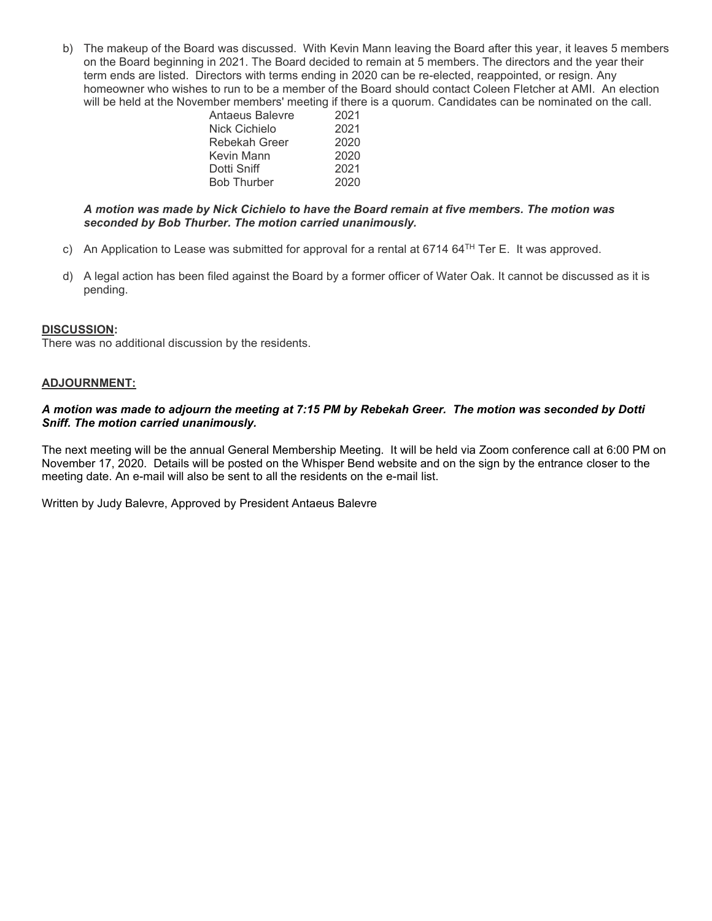b) The makeup of the Board was discussed. With Kevin Mann leaving the Board after this year, it leaves 5 members on the Board beginning in 2021. The Board decided to remain at 5 members. The directors and the year their term ends are listed. Directors with terms ending in 2020 can be re-elected, reappointed, or resign. Any homeowner who wishes to run to be a member of the Board should contact Coleen Fletcher at AMI. An election will be held at the November members' meeting if there is a quorum. Candidates can be nominated on the call.

| | |
|---|---|
| Antaeus Balevre | 2021 |
| Nick Cichielo | 2021 |
| Rebekah Greer | 2020 |
| Kevin Mann | 2020 |
| Dotti Sniff | 2021 |
| Bob Thurber | 2020 |

***A motion was made by Nick Cichielo to have the Board remain at five members. The motion was seconded by Bob Thurber. The motion carried unanimously.***

c) An Application to Lease was submitted for approval for a rental at 6714 64TH Ter E. It was approved.

d) A legal action has been filed against the Board by a former officer of Water Oak. It cannot be discussed as it is pending.

**DISCUSSION:**

There was no additional discussion by the residents.

**ADJOURNMENT:**

***A motion was made to adjourn the meeting at 7:15 PM by Rebekah Greer. The motion was seconded by Dotti Sniff. The motion carried unanimously.***

The next meeting will be the annual General Membership Meeting. It will be held via Zoom conference call at 6:00 PM on November 17, 2020. Details will be posted on the Whisper Bend website and on the sign by the entrance closer to the meeting date. An e-mail will also be sent to all the residents on the e-mail list.

Written by Judy Balevre, Approved by President Antaeus Balevre